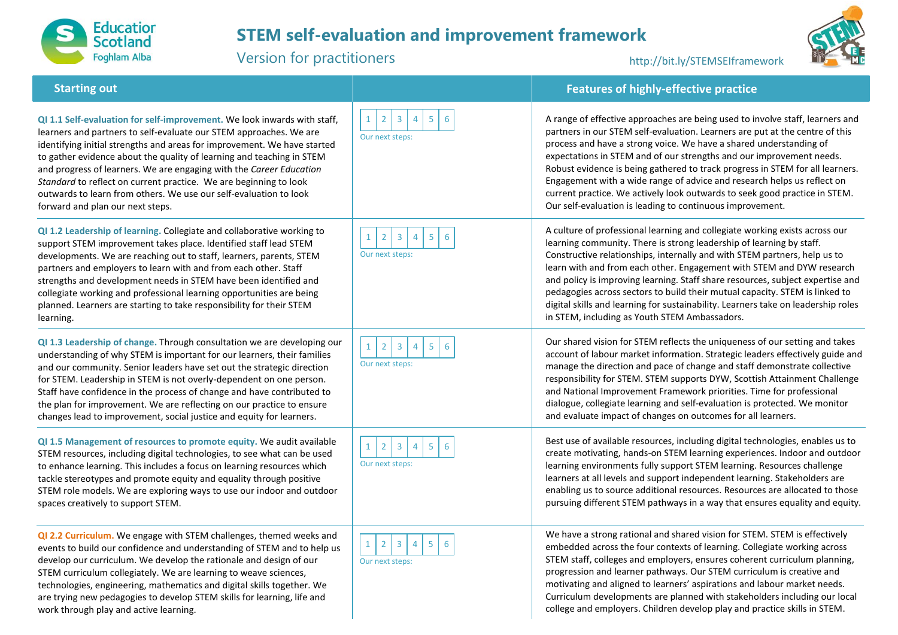# STEM self-evaluation and improvement framework

Version for practitioners

http://bit.ly/STEMSEIframework

| Starting out | | Features of highly-effective practice |
|---|---|---|
| **QI 1.1 Self-evaluation for self-improvement.** We look inwards with staff, learners and partners to self-evaluate our STEM approaches. We are identifying initial strengths and areas for improvement. We have started to gather evidence about the quality of learning and teaching in STEM and progress of learners. We are engaging with the *Career Education Standard* to reflect on current practice. We are beginning to look outwards to learn from others. We use our self-evaluation to look forward and plan our next steps. | 1 2 3 4 5 6 <br> Our next steps: | A range of effective approaches are being used to involve staff, learners and partners in our STEM self-evaluation. Learners are put at the centre of this process and have a strong voice. We have a shared understanding of expectations in STEM and of our strengths and our improvement needs. Robust evidence is being gathered to track progress in STEM for all learners. Engagement with a wide range of advice and research helps us reflect on current practice. We actively look outwards to seek good practice in STEM. Our self-evaluation is leading to continuous improvement. |
| **QI 1.2 Leadership of learning.** Collegiate and collaborative working to support STEM improvement takes place. Identified staff lead STEM developments. We are reaching out to staff, learners, parents, STEM partners and employers to learn with and from each other. Staff strengths and development needs in STEM have been identified and collegiate working and professional learning opportunities are being planned. Learners are starting to take responsibility for their STEM learning. | 1 2 3 4 5 6 <br> Our next steps: | A culture of professional learning and collegiate working exists across our learning community. There is strong leadership of learning by staff. Constructive relationships, internally and with STEM partners, help us to learn with and from each other. Engagement with STEM and DYW research and policy is improving learning. Staff share resources, subject expertise and pedagogies across sectors to build their mutual capacity. STEM is linked to digital skills and learning for sustainability. Learners take on leadership roles in STEM, including as Youth STEM Ambassadors. |
| **QI 1.3 Leadership of change.** Through consultation we are developing our understanding of why STEM is important for our learners, their families and our community. Senior leaders have set out the strategic direction for STEM. Leadership in STEM is not overly-dependent on one person. Staff have confidence in the process of change and have contributed to the plan for improvement. We are reflecting on our practice to ensure changes lead to improvement, social justice and equity for learners. | 1 2 3 4 5 6 <br> Our next steps: | Our shared vision for STEM reflects the uniqueness of our setting and takes account of labour market information. Strategic leaders effectively guide and manage the direction and pace of change and staff demonstrate collective responsibility for STEM. STEM supports DYW, Scottish Attainment Challenge and National Improvement Framework priorities. Time for professional dialogue, collegiate learning and self-evaluation is protected. We monitor and evaluate impact of changes on outcomes for all learners. |
| **QI 1.5 Management of resources to promote equity.** We audit available STEM resources, including digital technologies, to see what can be used to enhance learning. This includes a focus on learning resources which tackle stereotypes and promote equity and equality through positive STEM role models. We are exploring ways to use our indoor and outdoor spaces creatively to support STEM. | 1 2 3 4 5 6 <br> Our next steps: | Best use of available resources, including digital technologies, enables us to create motivating, hands-on STEM learning experiences. Indoor and outdoor learning environments fully support STEM learning. Resources challenge learners at all levels and support independent learning. Stakeholders are enabling us to source additional resources. Resources are allocated to those pursuing different STEM pathways in a way that ensures equality and equity. |
| **QI 2.2 Curriculum.** We engage with STEM challenges, themed weeks and events to build our confidence and understanding of STEM and to help us develop our curriculum. We develop the rationale and design of our STEM curriculum collegiately. We are learning to weave sciences, technologies, engineering, mathematics and digital skills together. We are trying new pedagogies to develop STEM skills for learning, life and work through play and active learning. | 1 2 3 4 5 6 <br> Our next steps: | We have a strong rational and shared vision for STEM. STEM is effectively embedded across the four contexts of learning. Collegiate working across STEM staff, colleges and employers, ensures coherent curriculum planning, progression and learner pathways. Our STEM curriculum is creative and motivating and aligned to learners' aspirations and labour market needs. Curriculum developments are planned with stakeholders including our local college and employers. Children develop play and practice skills in STEM. |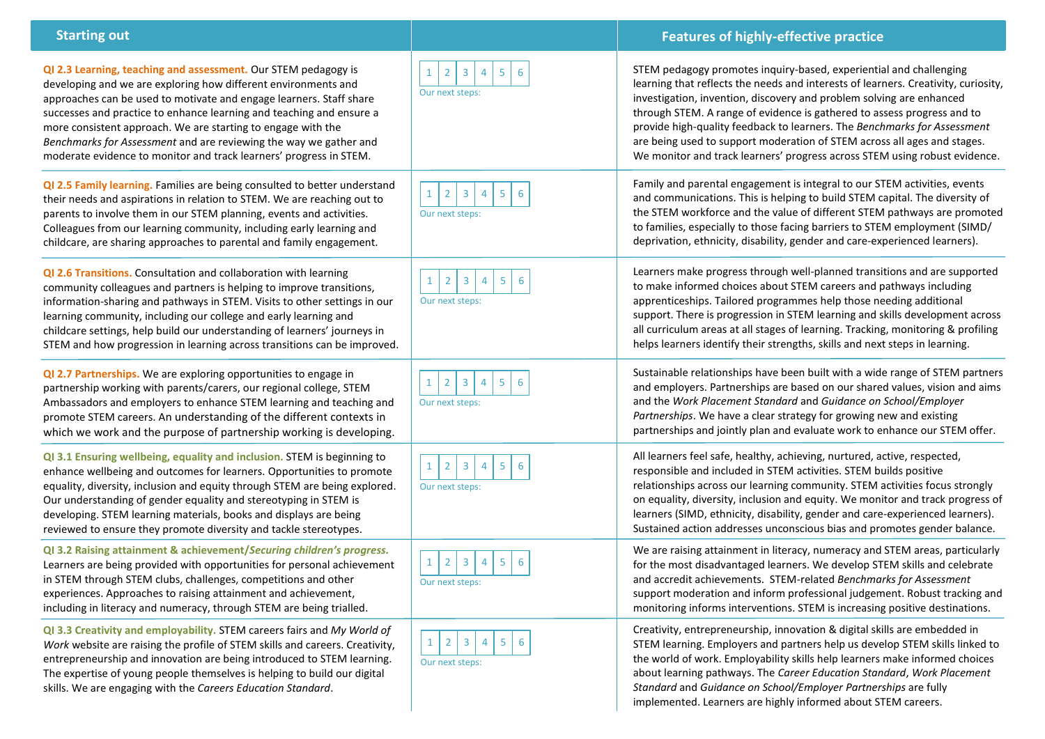| Starting out | | Features of highly-effective practice |
|---|---|---|
| **QI 2.3 Learning, teaching and assessment.** Our STEM pedagogy is developing and we are exploring how different environments and approaches can be used to motivate and engage learners. Staff share successes and practice to enhance learning and teaching and ensure a more consistent approach. We are starting to engage with the *Benchmarks for Assessment* and are reviewing the way we gather and moderate evidence to monitor and track learners' progress in STEM. | 1 2 3 4 5 6<br>Our next steps: | STEM pedagogy promotes inquiry-based, experiential and challenging learning that reflects the needs and interests of learners. Creativity, curiosity, investigation, invention, discovery and problem solving are enhanced through STEM. A range of evidence is gathered to assess progress and to provide high-quality feedback to learners. The *Benchmarks for Assessment* are being used to support moderation of STEM across all ages and stages. We monitor and track learners' progress across STEM using robust evidence. |
| **QI 2.5 Family learning.** Families are being consulted to better understand their needs and aspirations in relation to STEM. We are reaching out to parents to involve them in our STEM planning, events and activities. Colleagues from our learning community, including early learning and childcare, are sharing approaches to parental and family engagement. | 1 2 3 4 5 6<br>Our next steps: | Family and parental engagement is integral to our STEM activities, events and communications. This is helping to build STEM capital. The diversity of the STEM workforce and the value of different STEM pathways are promoted to families, especially to those facing barriers to STEM employment (SIMD/deprivation, ethnicity, disability, gender and care-experienced learners). |
| **QI 2.6 Transitions.** Consultation and collaboration with learning community colleagues and partners is helping to improve transitions, information-sharing and pathways in STEM. Visits to other settings in our learning community, including our college and early learning and childcare settings, help build our understanding of learners' journeys in STEM and how progression in learning across transitions can be improved. | 1 2 3 4 5 6<br>Our next steps: | Learners make progress through well-planned transitions and are supported to make informed choices about STEM careers and pathways including apprenticeships. Tailored programmes help those needing additional support. There is progression in STEM learning and skills development across all curriculum areas at all stages of learning. Tracking, monitoring & profiling helps learners identify their strengths, skills and next steps in learning. |
| **QI 2.7 Partnerships.** We are exploring opportunities to engage in partnership working with parents/carers, our regional college, STEM Ambassadors and employers to enhance STEM learning and teaching and promote STEM careers. An understanding of the different contexts in which we work and the purpose of partnership working is developing. | 1 2 3 4 5 6<br>Our next steps: | Sustainable relationships have been built with a wide range of STEM partners and employers. Partnerships are based on our shared values, vision and aims and the *Work Placement Standard* and *Guidance on School/Employer Partnerships*. We have a clear strategy for growing new and existing partnerships and jointly plan and evaluate work to enhance our STEM offer. |
| **QI 3.1 Ensuring wellbeing, equality and inclusion.** STEM is beginning to enhance wellbeing and outcomes for learners. Opportunities to promote equality, diversity, inclusion and equity through STEM are being explored. Our understanding of gender equality and stereotyping in STEM is developing. STEM learning materials, books and displays are being reviewed to ensure they promote diversity and tackle stereotypes. | 1 2 3 4 5 6<br>Our next steps: | All learners feel safe, healthy, achieving, nurtured, active, respected, responsible and included in STEM activities. STEM builds positive relationships across our learning community. STEM activities focus strongly on equality, diversity, inclusion and equity. We monitor and track progress of learners (SIMD, ethnicity, disability, gender and care-experienced learners). Sustained action addresses unconscious bias and promotes gender balance. |
| **QI 3.2 Raising attainment & achievement/*Securing children's progress.*** Learners are being provided with opportunities for personal achievement in STEM through STEM clubs, challenges, competitions and other experiences. Approaches to raising attainment and achievement, including in literacy and numeracy, through STEM are being trialled. | 1 2 3 4 5 6<br>Our next steps: | We are raising attainment in literacy, numeracy and STEM areas, particularly for the most disadvantaged learners. We develop STEM skills and celebrate and accredit achievements. STEM-related *Benchmarks for Assessment* support moderation and inform professional judgement. Robust tracking and monitoring informs interventions. STEM is increasing positive destinations. |
| **QI 3.3 Creativity and employability.** STEM careers fairs and *My World of Work* website are raising the profile of STEM skills and careers. Creativity, entrepreneurship and innovation are being introduced to STEM learning. The expertise of young people themselves is helping to build our digital skills. We are engaging with the *Careers Education Standard*. | 1 2 3 4 5 6<br>Our next steps: | Creativity, entrepreneurship, innovation & digital skills are embedded in STEM learning. Employers and partners help us develop STEM skills linked to the world of work. Employability skills help learners make informed choices about learning pathways. The *Career Education Standard*, *Work Placement Standard* and *Guidance on School/Employer Partnerships* are fully implemented. Learners are highly informed about STEM careers. |